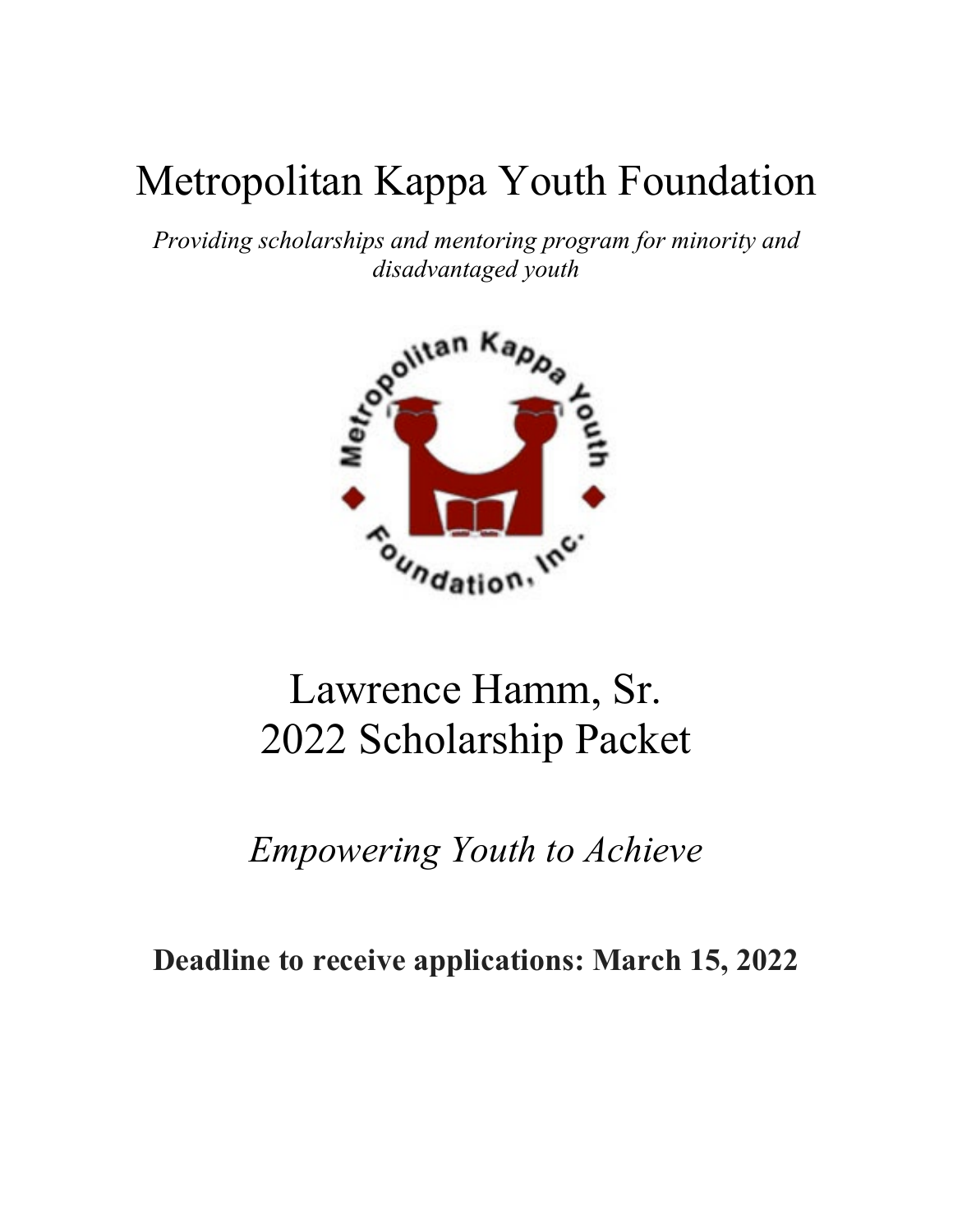# Metropolitan Kappa Youth Foundation

*Providing scholarships and mentoring program for minority and disadvantaged youth*

# Lawrence Hamm, Sr.
# 2022 Scholarship Packet

*Empowering Youth to Achieve*

**Deadline to receive applications: March 15, 2022**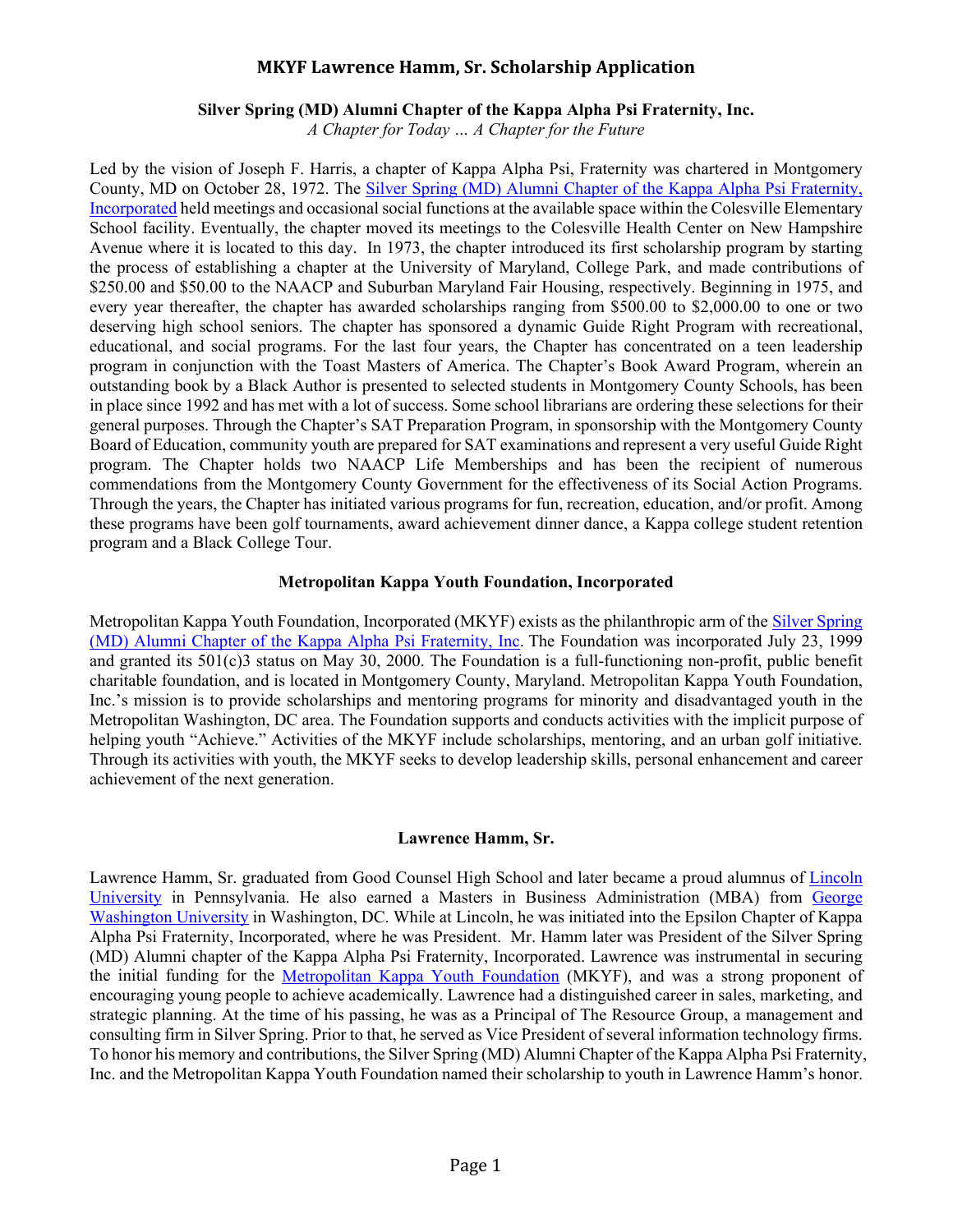# MKYF Lawrence Hamm, Sr. Scholarship Application

**Silver Spring (MD) Alumni Chapter of the Kappa Alpha Psi Fraternity, Inc.**

*A Chapter for Today … A Chapter for the Future*

Led by the vision of Joseph F. Harris, a chapter of Kappa Alpha Psi, Fraternity was chartered in Montgomery County, MD on October 28, 1972. The Silver Spring (MD) Alumni Chapter of the Kappa Alpha Psi Fraternity, Incorporated held meetings and occasional social functions at the available space within the Colesville Elementary School facility. Eventually, the chapter moved its meetings to the Colesville Health Center on New Hampshire Avenue where it is located to this day. In 1973, the chapter introduced its first scholarship program by starting the process of establishing a chapter at the University of Maryland, College Park, and made contributions of $250.00 and $50.00 to the NAACP and Suburban Maryland Fair Housing, respectively. Beginning in 1975, and every year thereafter, the chapter has awarded scholarships ranging from $500.00 to $2,000.00 to one or two deserving high school seniors. The chapter has sponsored a dynamic Guide Right Program with recreational, educational, and social programs. For the last four years, the Chapter has concentrated on a teen leadership program in conjunction with the Toast Masters of America. The Chapter's Book Award Program, wherein an outstanding book by a Black Author is presented to selected students in Montgomery County Schools, has been in place since 1992 and has met with a lot of success. Some school librarians are ordering these selections for their general purposes. Through the Chapter's SAT Preparation Program, in sponsorship with the Montgomery County Board of Education, community youth are prepared for SAT examinations and represent a very useful Guide Right program. The Chapter holds two NAACP Life Memberships and has been the recipient of numerous commendations from the Montgomery County Government for the effectiveness of its Social Action Programs. Through the years, the Chapter has initiated various programs for fun, recreation, education, and/or profit. Among these programs have been golf tournaments, award achievement dinner dance, a Kappa college student retention program and a Black College Tour.

**Metropolitan Kappa Youth Foundation, Incorporated**

Metropolitan Kappa Youth Foundation, Incorporated (MKYF) exists as the philanthropic arm of the Silver Spring (MD) Alumni Chapter of the Kappa Alpha Psi Fraternity, Inc. The Foundation was incorporated July 23, 1999 and granted its 501(c)3 status on May 30, 2000. The Foundation is a full-functioning non-profit, public benefit charitable foundation, and is located in Montgomery County, Maryland. Metropolitan Kappa Youth Foundation, Inc.'s mission is to provide scholarships and mentoring programs for minority and disadvantaged youth in the Metropolitan Washington, DC area. The Foundation supports and conducts activities with the implicit purpose of helping youth "Achieve." Activities of the MKYF include scholarships, mentoring, and an urban golf initiative. Through its activities with youth, the MKYF seeks to develop leadership skills, personal enhancement and career achievement of the next generation.

**Lawrence Hamm, Sr.**

Lawrence Hamm, Sr. graduated from Good Counsel High School and later became a proud alumnus of Lincoln University in Pennsylvania. He also earned a Masters in Business Administration (MBA) from George Washington University in Washington, DC. While at Lincoln, he was initiated into the Epsilon Chapter of Kappa Alpha Psi Fraternity, Incorporated, where he was President. Mr. Hamm later was President of the Silver Spring (MD) Alumni chapter of the Kappa Alpha Psi Fraternity, Incorporated. Lawrence was instrumental in securing the initial funding for the Metropolitan Kappa Youth Foundation (MKYF), and was a strong proponent of encouraging young people to achieve academically. Lawrence had a distinguished career in sales, marketing, and strategic planning. At the time of his passing, he was as a Principal of The Resource Group, a management and consulting firm in Silver Spring. Prior to that, he served as Vice President of several information technology firms. To honor his memory and contributions, the Silver Spring (MD) Alumni Chapter of the Kappa Alpha Psi Fraternity, Inc. and the Metropolitan Kappa Youth Foundation named their scholarship to youth in Lawrence Hamm's honor.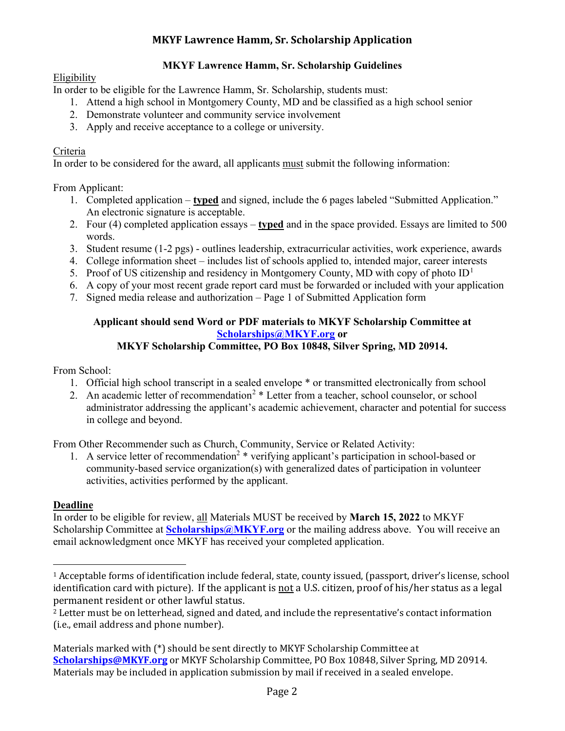# MKYF Lawrence Hamm, Sr. Scholarship Application

## MKYF Lawrence Hamm, Sr. Scholarship Guidelines

<u>Eligibility</u>

In order to be eligible for the Lawrence Hamm, Sr. Scholarship, students must:

1. Attend a high school in Montgomery County, MD and be classified as a high school senior
2. Demonstrate volunteer and community service involvement
3. Apply and receive acceptance to a college or university.

<u>Criteria</u>

In order to be considered for the award, all applicants <u>must</u> submit the following information:

From Applicant:

1. Completed application – <u>**typed**</u> and signed, include the 6 pages labeled "Submitted Application." An electronic signature is acceptable.
2. Four (4) completed application essays – <u>**typed**</u> and in the space provided. Essays are limited to 500 words.
3. Student resume (1-2 pgs) - outlines leadership, extracurricular activities, work experience, awards
4. College information sheet – includes list of schools applied to, intended major, career interests
5. Proof of US citizenship and residency in Montgomery County, MD with copy of photo ID[1]
6. A copy of your most recent grade report card must be forwarded or included with your application
7. Signed media release and authorization – Page 1 of Submitted Application form

**Applicant should send Word or PDF materials to MKYF Scholarship Committee at [Scholarships@MKYF.org](mailto:Scholarships@MKYF.org) or**
**MKYF Scholarship Committee, PO Box 10848, Silver Spring, MD 20914.**

From School:

1. Official high school transcript in a sealed envelope * or transmitted electronically from school
2. An academic letter of recommendation[2] * Letter from a teacher, school counselor, or school administrator addressing the applicant's academic achievement, character and potential for success in college and beyond.

From Other Recommender such as Church, Community, Service or Related Activity:

1. A service letter of recommendation[2] * verifying applicant's participation in school-based or community-based service organization(s) with generalized dates of participation in volunteer activities, activities performed by the applicant.

**<u>Deadline</u>**

In order to be eligible for review, <u>all</u> Materials MUST be received by **March 15, 2022** to MKYF Scholarship Committee at **[Scholarships@MKYF.org](mailto:Scholarships@MKYF.org)** or the mailing address above. You will receive an email acknowledgment once MKYF has received your completed application.

---

[1] Acceptable forms of identification include federal, state, county issued, (passport, driver's license, school identification card with picture). If the applicant is <u>not</u> a U.S. citizen, proof of his/her status as a legal permanent resident or other lawful status.

[2] Letter must be on letterhead, signed and dated, and include the representative's contact information (i.e., email address and phone number).

Materials marked with (*) should be sent directly to MKYF Scholarship Committee at **[Scholarships@MKYF.org](mailto:Scholarships@MKYF.org)** or MKYF Scholarship Committee, PO Box 10848, Silver Spring, MD 20914. Materials may be included in application submission by mail if received in a sealed envelope.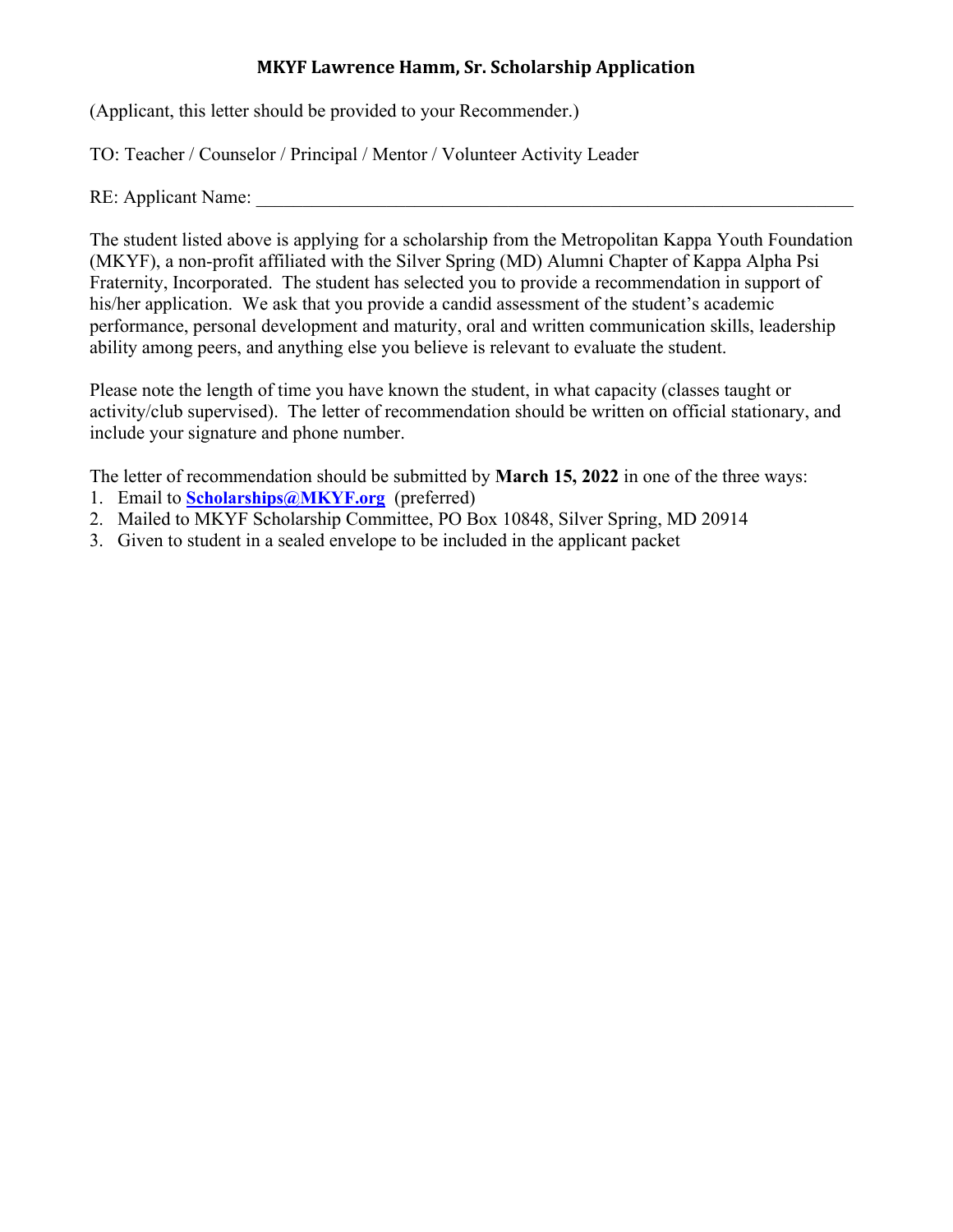## MKYF Lawrence Hamm, Sr. Scholarship Application

(Applicant, this letter should be provided to your Recommender.)

TO: Teacher / Counselor / Principal / Mentor / Volunteer Activity Leader

RE: Applicant Name: ____________________________________________________________

The student listed above is applying for a scholarship from the Metropolitan Kappa Youth Foundation (MKYF), a non-profit affiliated with the Silver Spring (MD) Alumni Chapter of Kappa Alpha Psi Fraternity, Incorporated. The student has selected you to provide a recommendation in support of his/her application. We ask that you provide a candid assessment of the student's academic performance, personal development and maturity, oral and written communication skills, leadership ability among peers, and anything else you believe is relevant to evaluate the student.

Please note the length of time you have known the student, in what capacity (classes taught or activity/club supervised). The letter of recommendation should be written on official stationary, and include your signature and phone number.

The letter of recommendation should be submitted by **March 15, 2022** in one of the three ways:

1. Email to **Scholarships@MKYF.org** (preferred)
2. Mailed to MKYF Scholarship Committee, PO Box 10848, Silver Spring, MD 20914
3. Given to student in a sealed envelope to be included in the applicant packet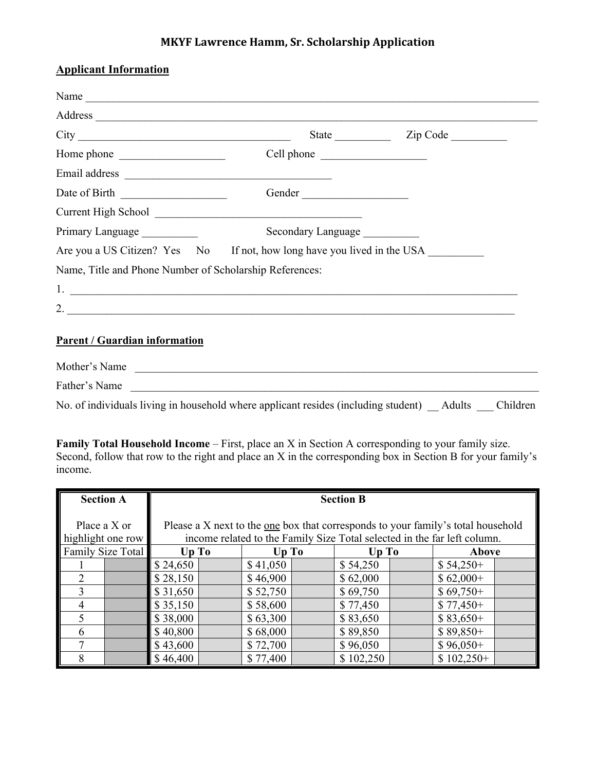# MKYF Lawrence Hamm, Sr. Scholarship Application

## Applicant Information

Name ______________________________________________________________________________

Address ____________________________________________________________________________

City _____________________________________ State __________ Zip Code __________

Home phone ___________________ Cell phone ___________________

Email address ____________________________________

Date of Birth ___________________ Gender ___________________

Current High School ____________________________________

Primary Language __________ Secondary Language __________

Are you a US Citizen? Yes No If not, how long have you lived in the USA __________

Name, Title and Phone Number of Scholarship References:

1. ______________________________________________________________________________

2. ______________________________________________________________________________

## Parent / Guardian information

Mother's Name ______________________________________________________________________

Father's Name ______________________________________________________________________

No. of individuals living in household where applicant resides (including student) __ Adults ___ Children

**Family Total Household Income** – First, place an X in Section A corresponding to your family size. Second, follow that row to the right and place an X in the corresponding box in Section B for your family's income.

| Section A<br><br>Place a X or highlight one row | | Section B<br><br>Please a X next to the one box that corresponds to your family's total household income related to the Family Size Total selected in the far left column. | | | | | | | |
|---|---|---|---|---|---|---|---|---|---|
| Family Size Total | | Up To | | Up To | | Up To | | Above | |
| 1 | | $ 24,650 | | $ 41,050 | | $ 54,250 | | $ 54,250+ | |
| 2 | | $ 28,150 | | $ 46,900 | | $ 62,000 | | $ 62,000+ | |
| 3 | | $ 31,650 | | $ 52,750 | | $ 69,750 | | $ 69,750+ | |
| 4 | | $ 35,150 | | $ 58,600 | | $ 77,450 | | $ 77,450+ | |
| 5 | | $ 38,000 | | $ 63,300 | | $ 83,650 | | $ 83,650+ | |
| 6 | | $ 40,800 | | $ 68,000 | | $ 89,850 | | $ 89,850+ | |
| 7 | | $ 43,600 | | $ 72,700 | | $ 96,050 | | $ 96,050+ | |
| 8 | | $ 46,400 | | $ 77,400 | | $ 102,250 | | $ 102,250+ | |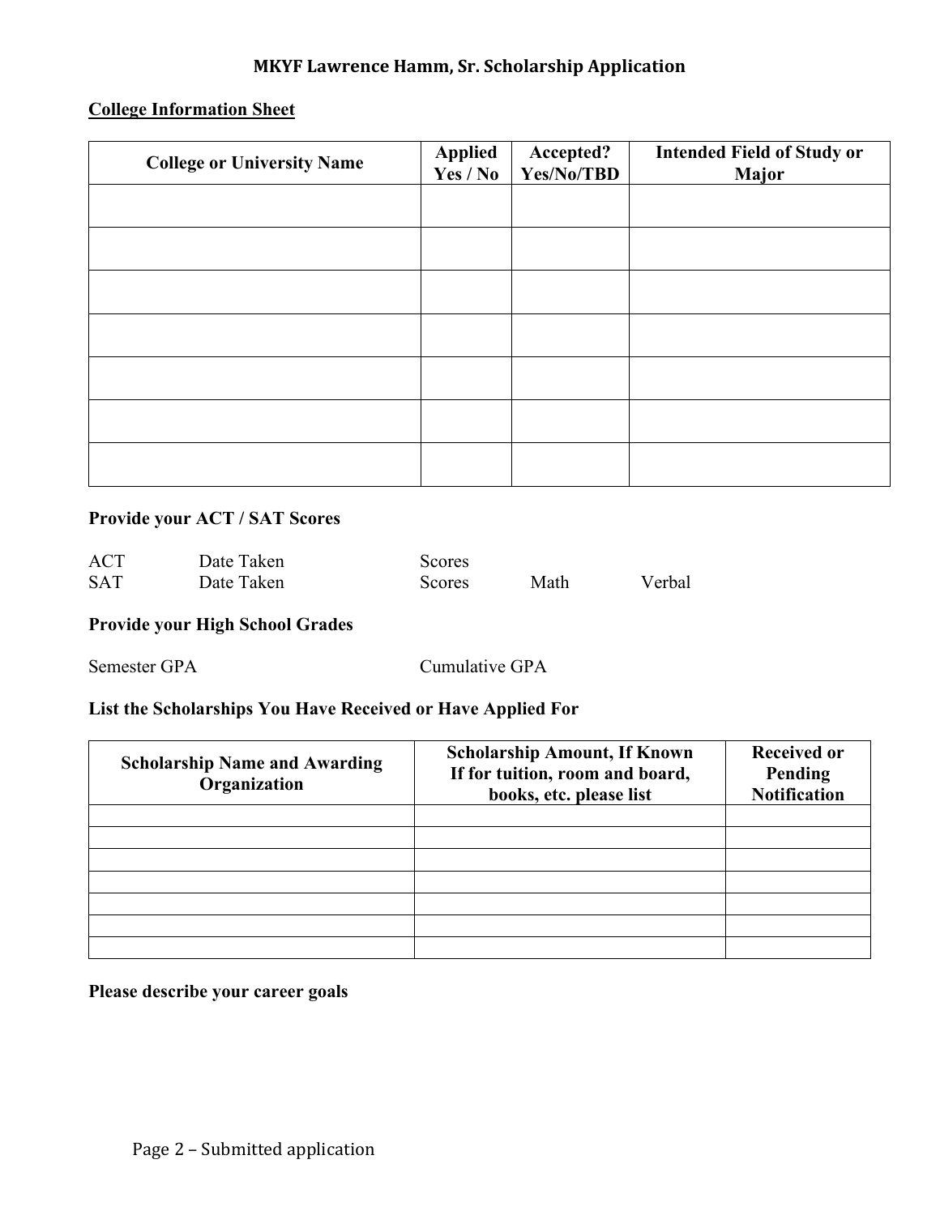## MKYF Lawrence Hamm, Sr. Scholarship Application

**College Information Sheet**

| College or University Name | Applied Yes / No | Accepted? Yes/No/TBD | Intended Field of Study or Major |
|---|---|---|---|
| | | | |
| | | | |
| | | | |
| | | | |
| | | | |
| | | | |
| | | | |

**Provide your ACT / SAT Scores**

ACT Date Taken Scores

SAT Date Taken Scores Math Verbal

**Provide your High School Grades**

Semester GPA Cumulative GPA

**List the Scholarships You Have Received or Have Applied For**

| Scholarship Name and Awarding Organization | Scholarship Amount, If Known If for tuition, room and board, books, etc. please list | Received or Pending Notification |
|---|---|---|
| | | |
| | | |
| | | |
| | | |
| | | |
| | | |
| | | |

**Please describe your career goals**

Page 2 – Submitted application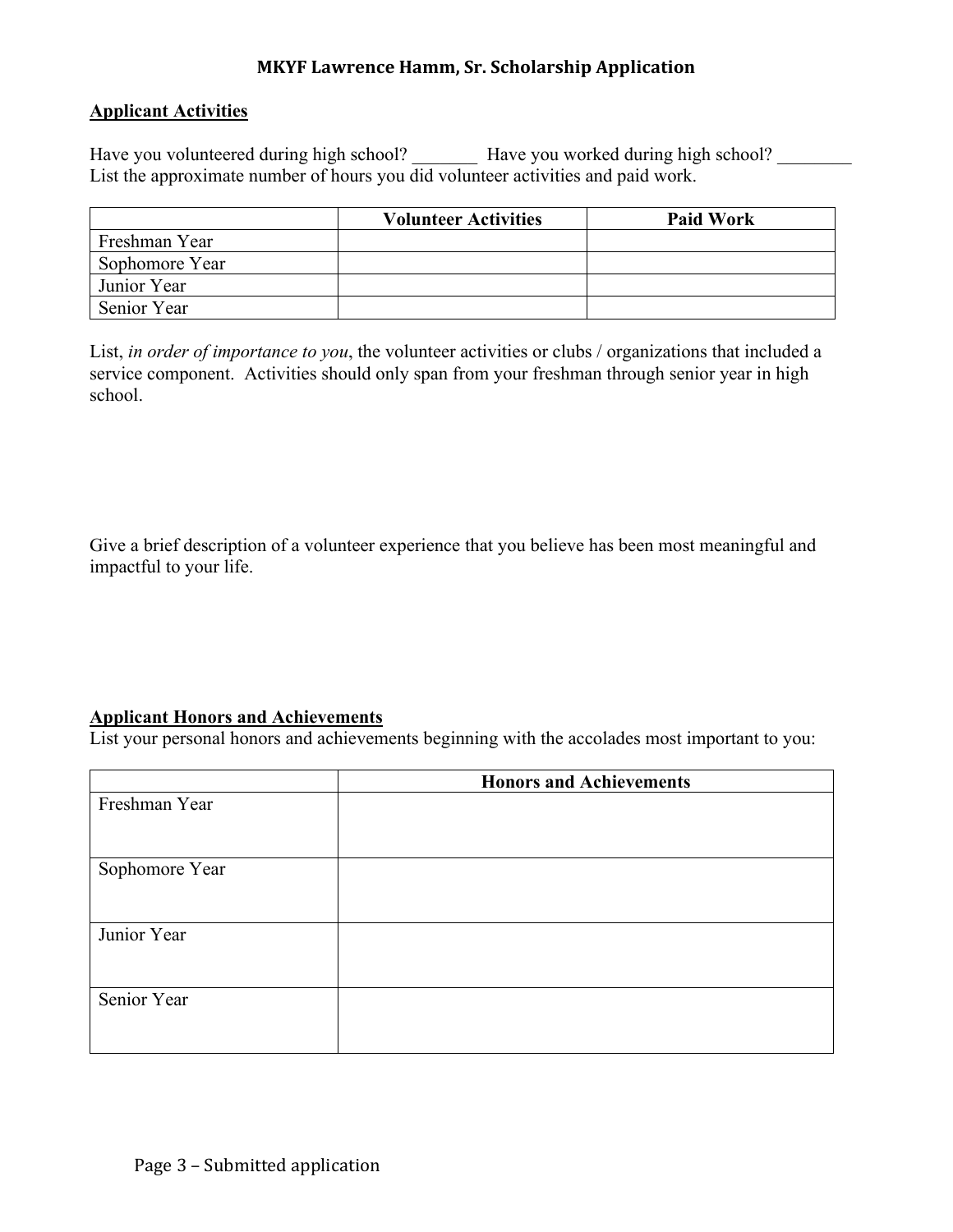## MKYF Lawrence Hamm, Sr. Scholarship Application

**Applicant Activities**

Have you volunteered during high school? _______ Have you worked during high school? ________
List the approximate number of hours you did volunteer activities and paid work.

| | Volunteer Activities | Paid Work |
|---|---|---|
| Freshman Year | | |
| Sophomore Year | | |
| Junior Year | | |
| Senior Year | | |

List, *in order of importance to you*, the volunteer activities or clubs / organizations that included a service component. Activities should only span from your freshman through senior year in high school.

Give a brief description of a volunteer experience that you believe has been most meaningful and impactful to your life.

**Applicant Honors and Achievements**

List your personal honors and achievements beginning with the accolades most important to you:

| | Honors and Achievements |
|---|---|
| Freshman Year | |
| Sophomore Year | |
| Junior Year | |
| Senior Year | |

Page 3 – Submitted application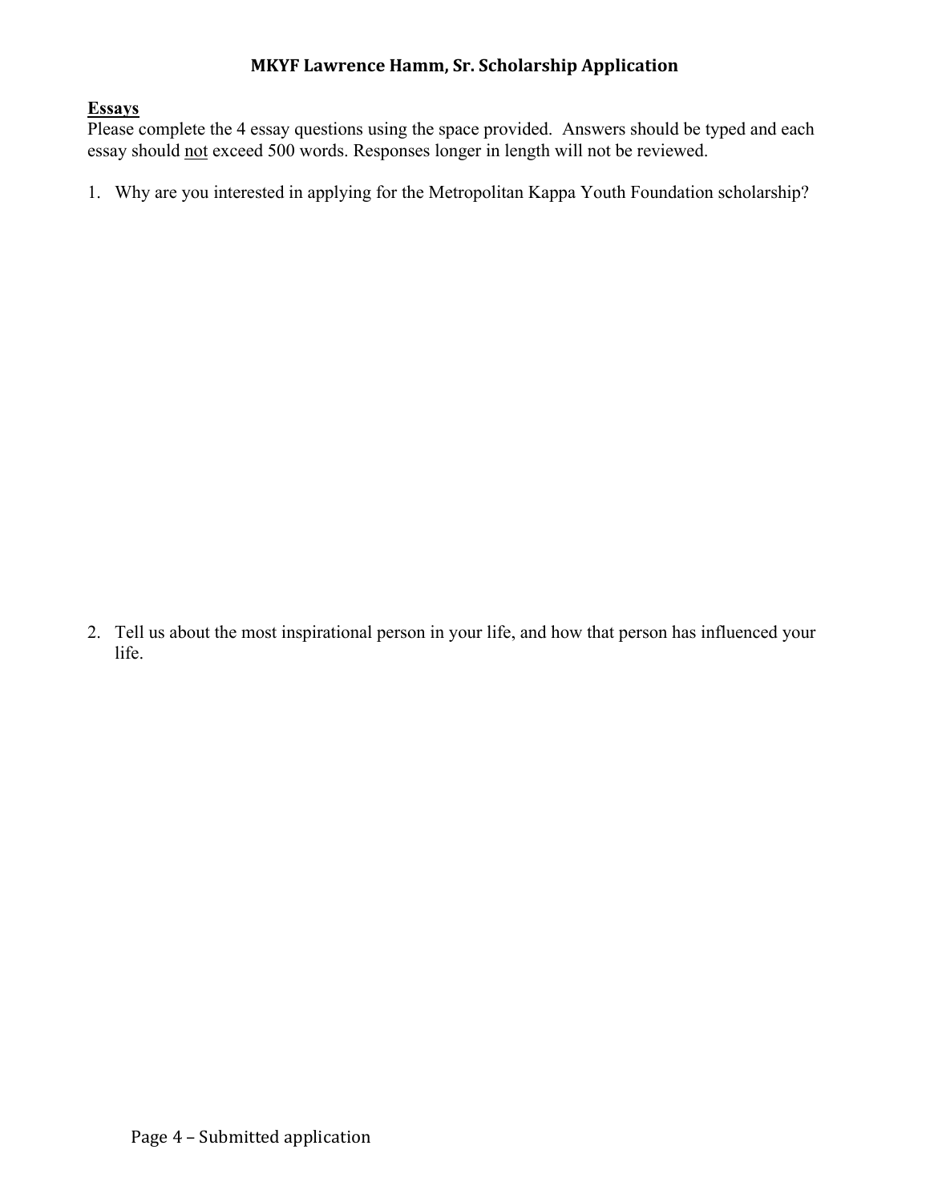# MKYF Lawrence Hamm, Sr. Scholarship Application

**<u>Essays</u>**

Please complete the 4 essay questions using the space provided. Answers should be typed and each essay should <u>not</u> exceed 500 words. Responses longer in length will not be reviewed.

1. Why are you interested in applying for the Metropolitan Kappa Youth Foundation scholarship?

2. Tell us about the most inspirational person in your life, and how that person has influenced your life.

Page 4 – Submitted application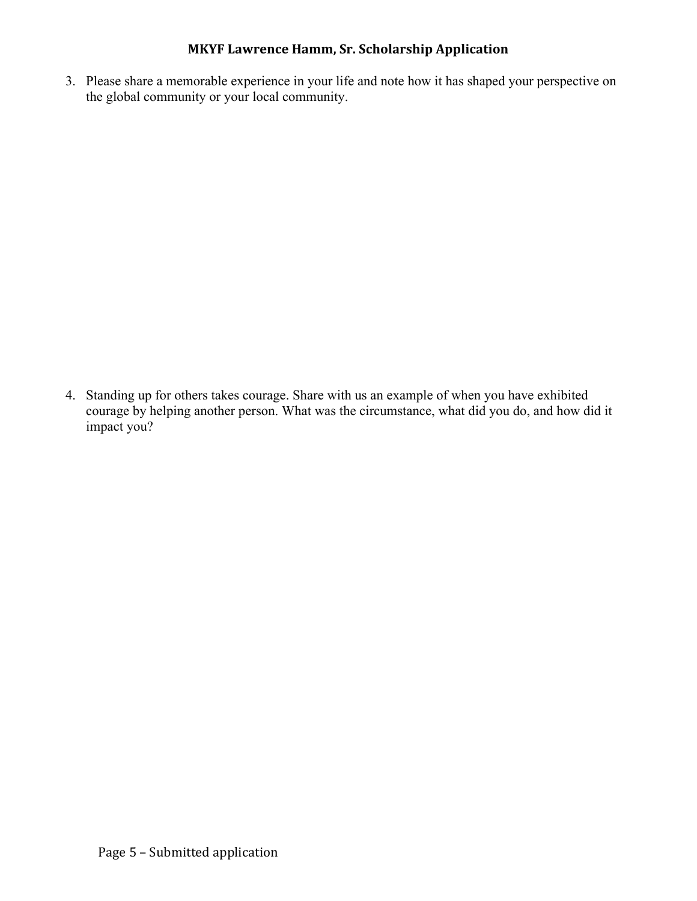**MKYF Lawrence Hamm, Sr. Scholarship Application**

3. Please share a memorable experience in your life and note how it has shaped your perspective on the global community or your local community.

4. Standing up for others takes courage. Share with us an example of when you have exhibited courage by helping another person. What was the circumstance, what did you do, and how did it impact you?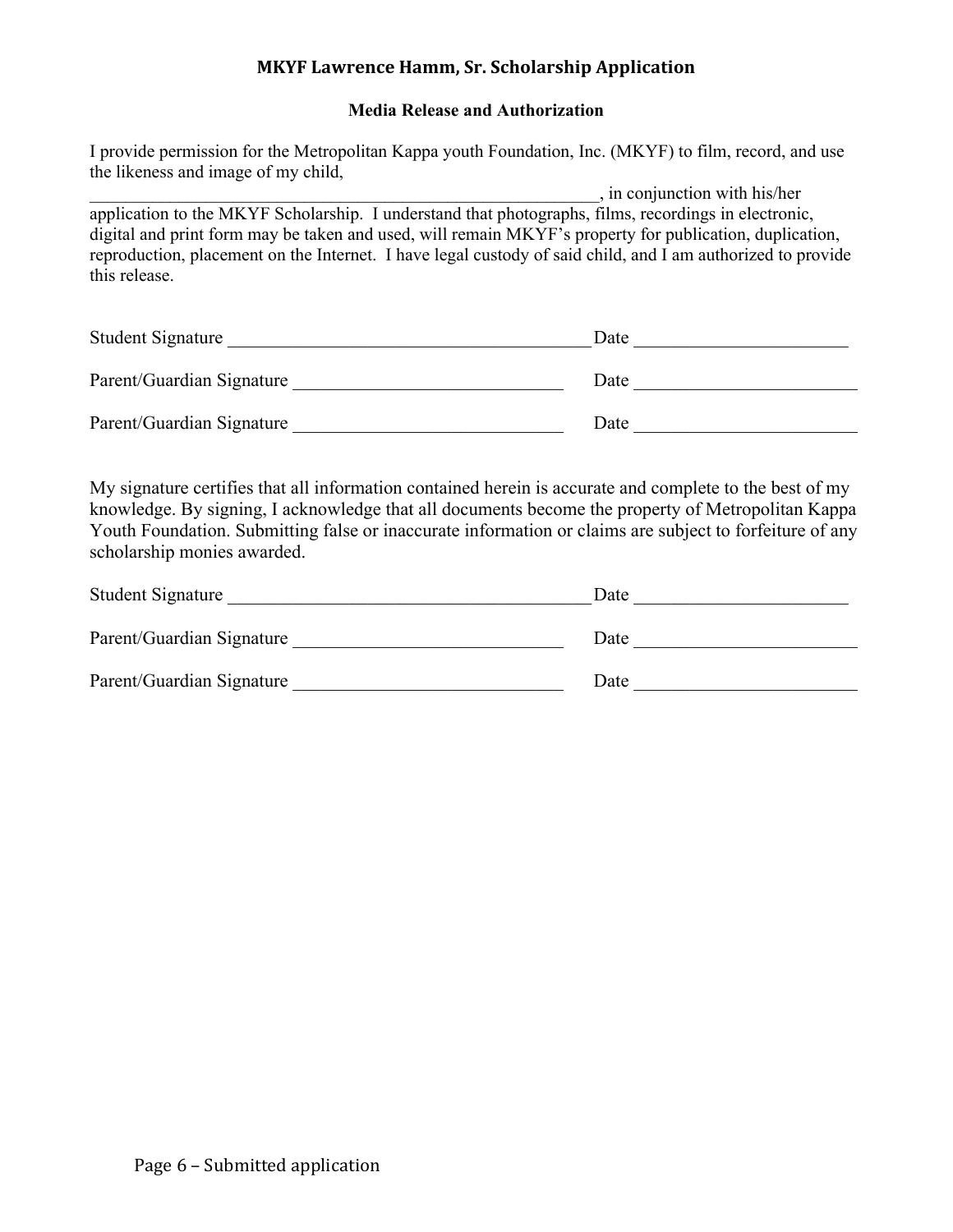## MKYF Lawrence Hamm, Sr. Scholarship Application

### Media Release and Authorization

I provide permission for the Metropolitan Kappa youth Foundation, Inc. (MKYF) to film, record, and use the likeness and image of my child, ____________________________________________________________, in conjunction with his/her application to the MKYF Scholarship. I understand that photographs, films, recordings in electronic, digital and print form may be taken and used, will remain MKYF's property for publication, duplication, reproduction, placement on the Internet. I have legal custody of said child, and I am authorized to provide this release.

Student Signature ________________________________________ Date ________________________

Parent/Guardian Signature ______________________________ Date _________________________

Parent/Guardian Signature ______________________________ Date _________________________

My signature certifies that all information contained herein is accurate and complete to the best of my knowledge. By signing, I acknowledge that all documents become the property of Metropolitan Kappa Youth Foundation. Submitting false or inaccurate information or claims are subject to forfeiture of any scholarship monies awarded.

Student Signature ________________________________________ Date ________________________

Parent/Guardian Signature ______________________________ Date _________________________

Parent/Guardian Signature ______________________________ Date _________________________

Page 6 – Submitted application